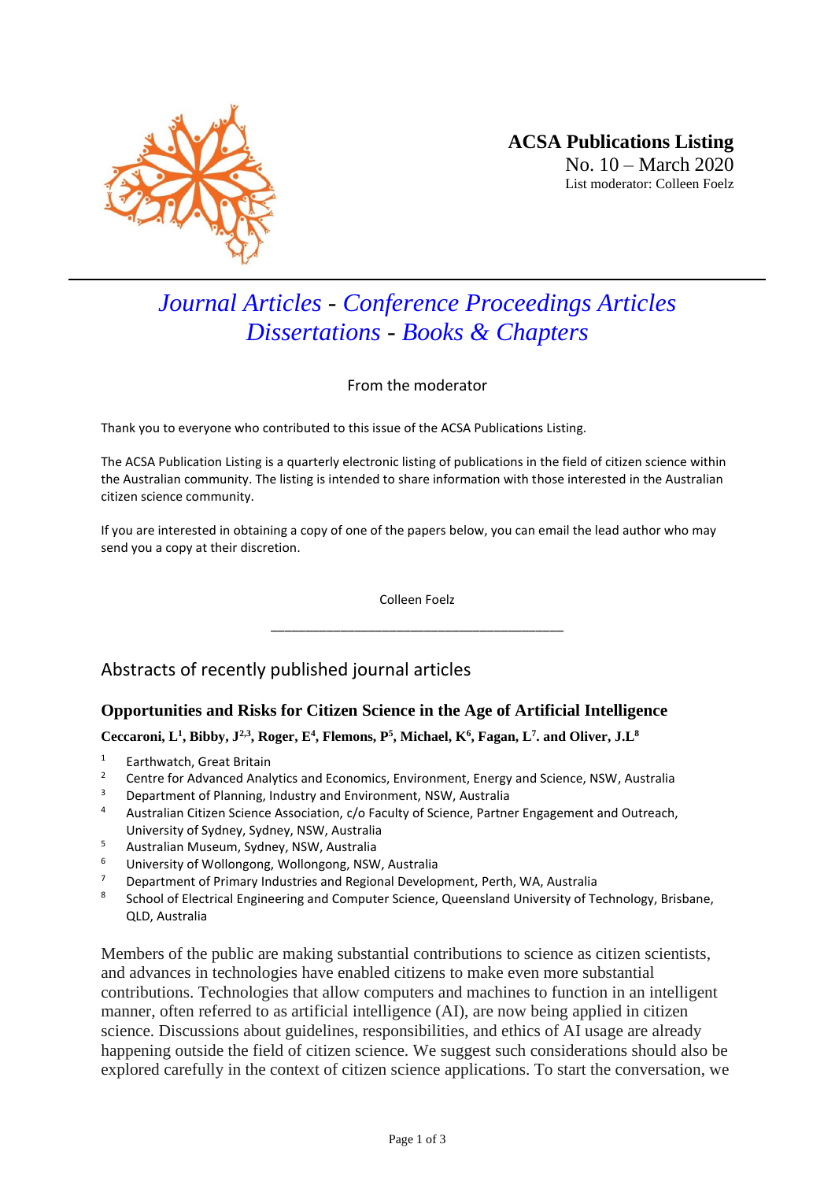**ACSA Publications Listing**
No. 10 – March 2020
List moderator: Colleen Foelz

# *Journal Articles - Conference Proceedings Articles*
# *Dissertations - Books & Chapters*

From the moderator

Thank you to everyone who contributed to this issue of the ACSA Publications Listing.

The ACSA Publication Listing is a quarterly electronic listing of publications in the field of citizen science within the Australian community. The listing is intended to share information with those interested in the Australian citizen science community.

If you are interested in obtaining a copy of one of the papers below, you can email the lead author who may send you a copy at their discretion.

Colleen Foelz

---

## Abstracts of recently published journal articles

### Opportunities and Risks for Citizen Science in the Age of Artificial Intelligence

**Ceccaroni, L[1], Bibby, J[2,3], Roger, E[4], Flemons, P[5], Michael, K[6], Fagan, L[7]. and Oliver, J.L[8]**

[1] Earthwatch, Great Britain
[2] Centre for Advanced Analytics and Economics, Environment, Energy and Science, NSW, Australia
[3] Department of Planning, Industry and Environment, NSW, Australia
[4] Australian Citizen Science Association, c/o Faculty of Science, Partner Engagement and Outreach, University of Sydney, Sydney, NSW, Australia
[5] Australian Museum, Sydney, NSW, Australia
[6] University of Wollongong, Wollongong, NSW, Australia
[7] Department of Primary Industries and Regional Development, Perth, WA, Australia
[8] School of Electrical Engineering and Computer Science, Queensland University of Technology, Brisbane, QLD, Australia

Members of the public are making substantial contributions to science as citizen scientists, and advances in technologies have enabled citizens to make even more substantial contributions. Technologies that allow computers and machines to function in an intelligent manner, often referred to as artificial intelligence (AI), are now being applied in citizen science. Discussions about guidelines, responsibilities, and ethics of AI usage are already happening outside the field of citizen science. We suggest such considerations should also be explored carefully in the context of citizen science applications. To start the conversation, we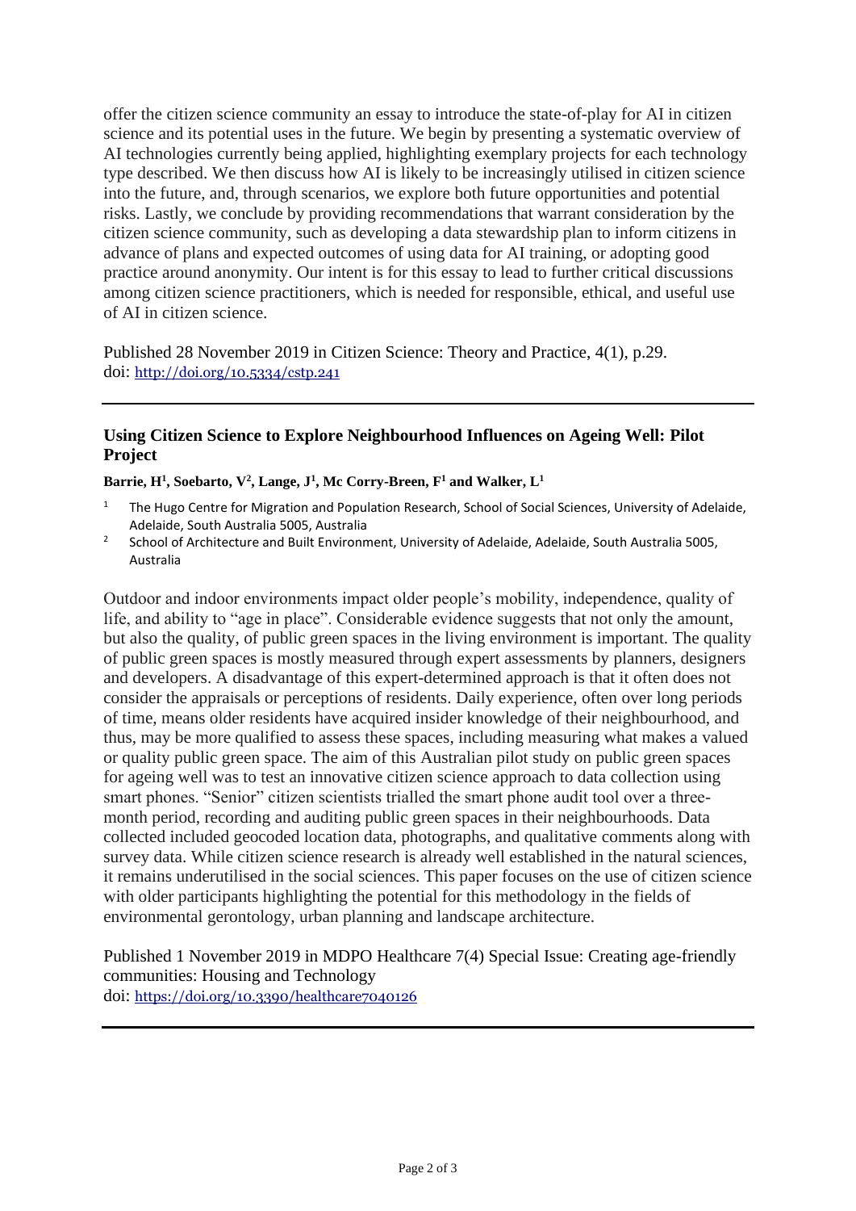offer the citizen science community an essay to introduce the state-of-play for AI in citizen science and its potential uses in the future. We begin by presenting a systematic overview of AI technologies currently being applied, highlighting exemplary projects for each technology type described. We then discuss how AI is likely to be increasingly utilised in citizen science into the future, and, through scenarios, we explore both future opportunities and potential risks. Lastly, we conclude by providing recommendations that warrant consideration by the citizen science community, such as developing a data stewardship plan to inform citizens in advance of plans and expected outcomes of using data for AI training, or adopting good practice around anonymity. Our intent is for this essay to lead to further critical discussions among citizen science practitioners, which is needed for responsible, ethical, and useful use of AI in citizen science.

Published 28 November 2019 in Citizen Science: Theory and Practice, 4(1), p.29.
doi: http://doi.org/10.5334/cstp.241

---

### Using Citizen Science to Explore Neighbourhood Influences on Ageing Well: Pilot Project

**Barrie, H[1], Soebarto, V[2], Lange, J[1], Mc Corry-Breen, F[1] and Walker, L[1]**

[1] The Hugo Centre for Migration and Population Research, School of Social Sciences, University of Adelaide, Adelaide, South Australia 5005, Australia

[2] School of Architecture and Built Environment, University of Adelaide, Adelaide, South Australia 5005, Australia

Outdoor and indoor environments impact older people's mobility, independence, quality of life, and ability to "age in place". Considerable evidence suggests that not only the amount, but also the quality, of public green spaces in the living environment is important. The quality of public green spaces is mostly measured through expert assessments by planners, designers and developers. A disadvantage of this expert-determined approach is that it often does not consider the appraisals or perceptions of residents. Daily experience, often over long periods of time, means older residents have acquired insider knowledge of their neighbourhood, and thus, may be more qualified to assess these spaces, including measuring what makes a valued or quality public green space. The aim of this Australian pilot study on public green spaces for ageing well was to test an innovative citizen science approach to data collection using smart phones. "Senior" citizen scientists trialled the smart phone audit tool over a three-month period, recording and auditing public green spaces in their neighbourhoods. Data collected included geocoded location data, photographs, and qualitative comments along with survey data. While citizen science research is already well established in the natural sciences, it remains underutilised in the social sciences. This paper focuses on the use of citizen science with older participants highlighting the potential for this methodology in the fields of environmental gerontology, urban planning and landscape architecture.

Published 1 November 2019 in MDPO Healthcare 7(4) Special Issue: Creating age-friendly communities: Housing and Technology
doi: https://doi.org/10.3390/healthcare7040126

---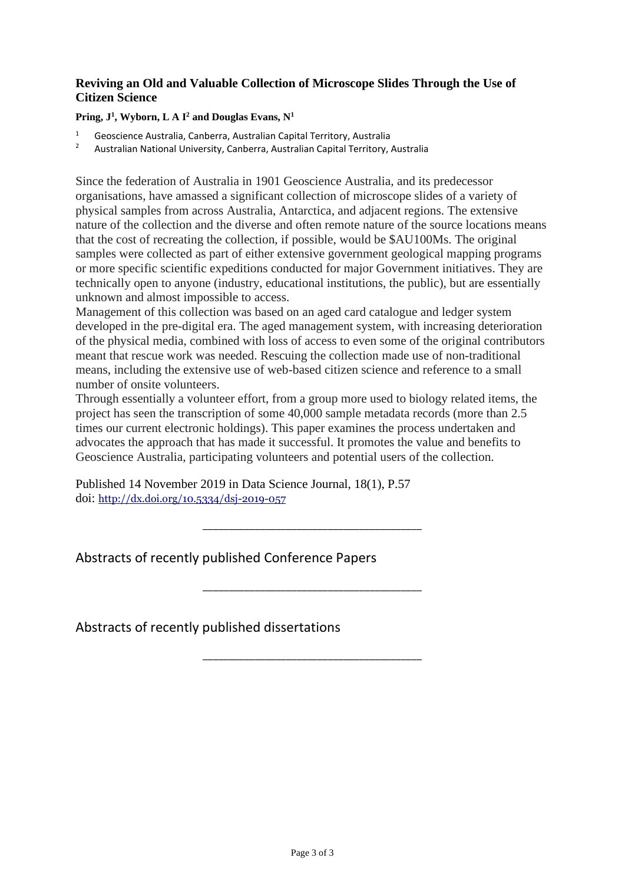### Reviving an Old and Valuable Collection of Microscope Slides Through the Use of Citizen Science

**Pring, J[1], Wyborn, L A I[2] and Douglas Evans, N[1]**

[1] Geoscience Australia, Canberra, Australian Capital Territory, Australia
[2] Australian National University, Canberra, Australian Capital Territory, Australia

Since the federation of Australia in 1901 Geoscience Australia, and its predecessor organisations, have amassed a significant collection of microscope slides of a variety of physical samples from across Australia, Antarctica, and adjacent regions. The extensive nature of the collection and the diverse and often remote nature of the source locations means that the cost of recreating the collection, if possible, would be $AU100Ms. The original samples were collected as part of either extensive government geological mapping programs or more specific scientific expeditions conducted for major Government initiatives. They are technically open to anyone (industry, educational institutions, the public), but are essentially unknown and almost impossible to access.
Management of this collection was based on an aged card catalogue and ledger system developed in the pre-digital era. The aged management system, with increasing deterioration of the physical media, combined with loss of access to even some of the original contributors meant that rescue work was needed. Rescuing the collection made use of non-traditional means, including the extensive use of web-based citizen science and reference to a small number of onsite volunteers.
Through essentially a volunteer effort, from a group more used to biology related items, the project has seen the transcription of some 40,000 sample metadata records (more than 2.5 times our current electronic holdings). This paper examines the process undertaken and advocates the approach that has made it successful. It promotes the value and benefits to Geoscience Australia, participating volunteers and potential users of the collection.

Published 14 November 2019 in Data Science Journal, 18(1), P.57
doi: http://dx.doi.org/10.5334/dsj-2019-057

---

## Abstracts of recently published Conference Papers

---

## Abstracts of recently published dissertations

---